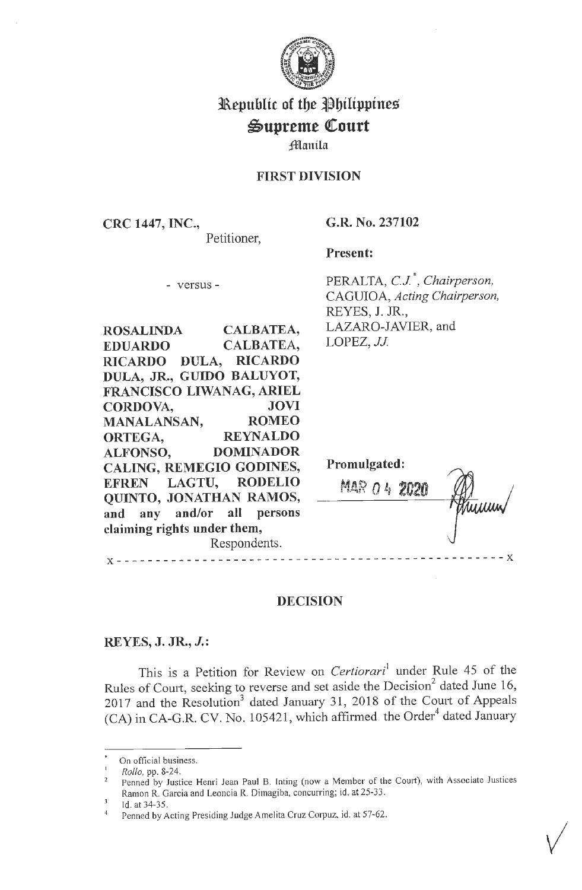# Republic of the Philippines
# Supreme Court
Manila

## FIRST DIVISION

**CRC 1447, INC.,**
Petitioner,

- versus -

**ROSALINDA CALBATEA, EDUARDO CALBATEA, RICARDO DULA, RICARDO DULA, JR., GUIDO BALUYOT, FRANCISCO LIWANAG, ARIEL CORDOVA, JOVI MANALANSAN, ROMEO ORTEGA, REYNALDO ALFONSO, DOMINADOR CALING, REMEGIO GODINES, EFREN LAGTU, RODELIO QUINTO, JONATHAN RAMOS, and any and/or all persons claiming rights under them,**
Respondents.

**G.R. No. 237102**

**Present:**

PERALTA, *C.J.*[*], *Chairperson,*
CAGUIOA, *Acting Chairperson,*
REYES, J. JR.,
LAZARO-JAVIER, and
LOPEZ, *JJ.*

**Promulgated:**

MAR 04 2020

x - - - - - - - - - - - - - - - - - - - - - - - - - - - - - - - - - - - - - - - - - - - - - - - x

## DECISION

**REYES, J. JR., *J.*:**

This is a Petition for Review on *Certiorari*[1] under Rule 45 of the Rules of Court, seeking to reverse and set aside the Decision[2] dated June 16, 2017 and the Resolution[3] dated January 31, 2018 of the Court of Appeals (CA) in CA-G.R. CV. No. 105421, which affirmed the Order[4] dated January

---

[*] On official business.

[1] *Rollo*, pp. 8-24.

[2] Penned by Justice Henri Jean Paul B. Inting (now a Member of the Court), with Associate Justices Ramon R. Garcia and Leoncia R. Dimagiba, concurring; id. at 25-33.

[3] Id. at 34-35.

[4] Penned by Acting Presiding Judge Amelita Cruz Corpuz, id. at 57-62.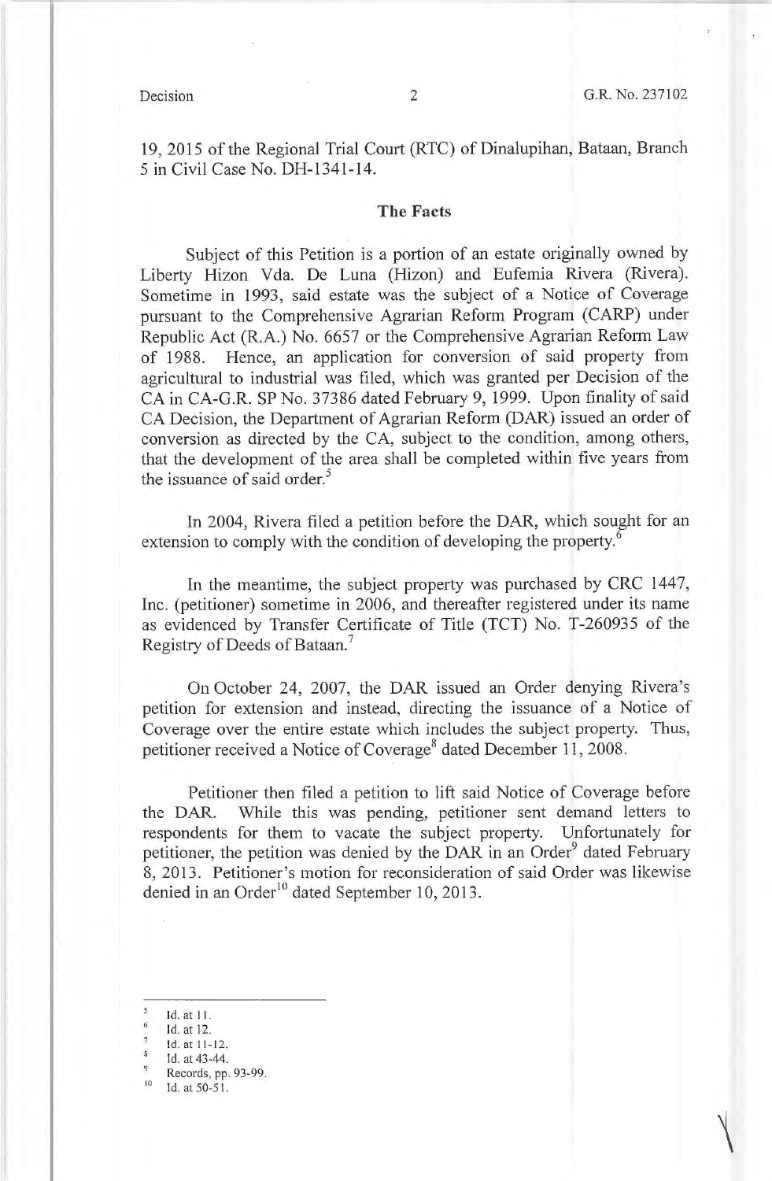19, 2015 of the Regional Trial Court (RTC) of Dinalupihan, Bataan, Branch 5 in Civil Case No. DH-1341-14.

## The Facts

Subject of this Petition is a portion of an estate originally owned by Liberty Hizon Vda. De Luna (Hizon) and Eufemia Rivera (Rivera). Sometime in 1993, said estate was the subject of a Notice of Coverage pursuant to the Comprehensive Agrarian Reform Program (CARP) under Republic Act (R.A.) No. 6657 or the Comprehensive Agrarian Reform Law of 1988. Hence, an application for conversion of said property from agricultural to industrial was filed, which was granted per Decision of the CA in CA-G.R. SP No. 37386 dated February 9, 1999. Upon finality of said CA Decision, the Department of Agrarian Reform (DAR) issued an order of conversion as directed by the CA, subject to the condition, among others, that the development of the area shall be completed within five years from the issuance of said order.[5]

In 2004, Rivera filed a petition before the DAR, which sought for an extension to comply with the condition of developing the property.[6]

In the meantime, the subject property was purchased by CRC 1447, Inc. (petitioner) sometime in 2006, and thereafter registered under its name as evidenced by Transfer Certificate of Title (TCT) No. T-260935 of the Registry of Deeds of Bataan.[7]

On October 24, 2007, the DAR issued an Order denying Rivera's petition for extension and instead, directing the issuance of a Notice of Coverage over the entire estate which includes the subject property. Thus, petitioner received a Notice of Coverage[8] dated December 11, 2008.

Petitioner then filed a petition to lift said Notice of Coverage before the DAR. While this was pending, petitioner sent demand letters to respondents for them to vacate the subject property. Unfortunately for petitioner, the petition was denied by the DAR in an Order[9] dated February 8, 2013. Petitioner's motion for reconsideration of said Order was likewise denied in an Order[10] dated September 10, 2013.

---

[5] Id. at 11.

[6] Id. at 12.

[7] Id. at 11-12.

[8] Id. at 43-44.

[9] Records, pp. 93-99.

[10] Id. at 50-51.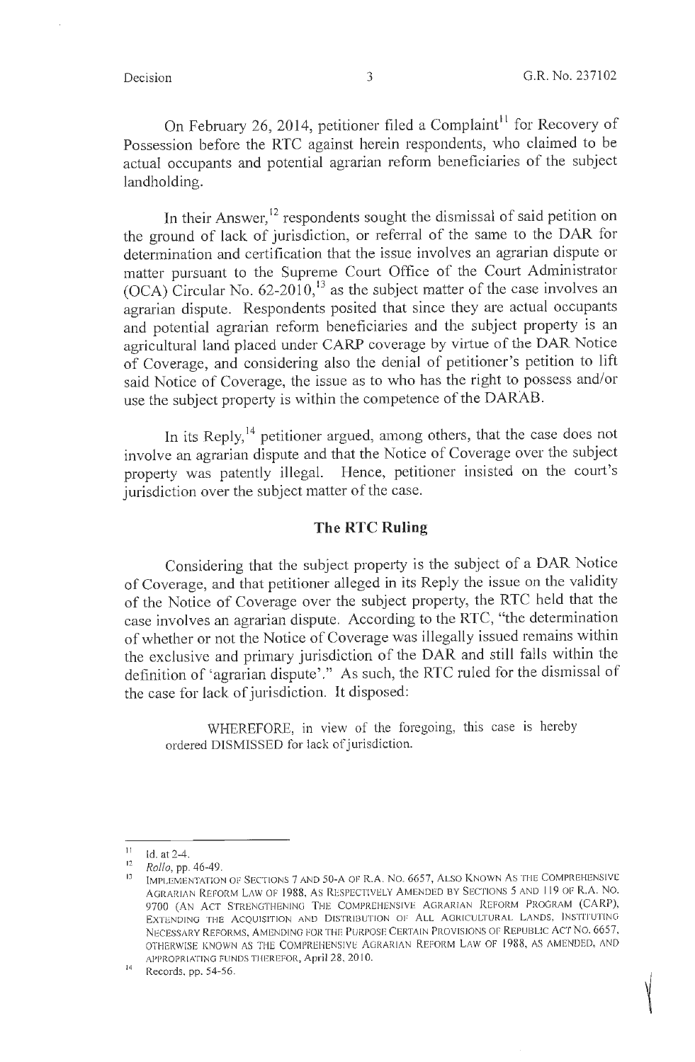On February 26, 2014, petitioner filed a Complaint[11] for Recovery of Possession before the RTC against herein respondents, who claimed to be actual occupants and potential agrarian reform beneficiaries of the subject landholding.

In their Answer,[12] respondents sought the dismissal of said petition on the ground of lack of jurisdiction, or referral of the same to the DAR for determination and certification that the issue involves an agrarian dispute or matter pursuant to the Supreme Court Office of the Court Administrator (OCA) Circular No. 62-2010,[13] as the subject matter of the case involves an agrarian dispute. Respondents posited that since they are actual occupants and potential agrarian reform beneficiaries and the subject property is an agricultural land placed under CARP coverage by virtue of the DAR Notice of Coverage, and considering also the denial of petitioner's petition to lift said Notice of Coverage, the issue as to who has the right to possess and/or use the subject property is within the competence of the DARAB.

In its Reply,[14] petitioner argued, among others, that the case does not involve an agrarian dispute and that the Notice of Coverage over the subject property was patently illegal. Hence, petitioner insisted on the court's jurisdiction over the subject matter of the case.

## The RTC Ruling

Considering that the subject property is the subject of a DAR Notice of Coverage, and that petitioner alleged in its Reply the issue on the validity of the Notice of Coverage over the subject property, the RTC held that the case involves an agrarian dispute. According to the RTC, "the determination of whether or not the Notice of Coverage was illegally issued remains within the exclusive and primary jurisdiction of the DAR and still falls within the definition of 'agrarian dispute'." As such, the RTC ruled for the dismissal of the case for lack of jurisdiction. It disposed:

> WHEREFORE, in view of the foregoing, this case is hereby ordered DISMISSED for lack of jurisdiction.

---

[11] Id. at 2-4.

[12] *Rollo*, pp. 46-49.

[13] IMPLEMENTATION OF SECTIONS 7 AND 50-A OF R.A. NO. 6657, ALSO KNOWN AS THE COMPREHENSIVE AGRARIAN REFORM LAW OF 1988, AS RESPECTIVELY AMENDED BY SECTIONS 5 AND 119 OF R.A. NO. 9700 (AN ACT STRENGTHENING THE COMPREHENSIVE AGRARIAN REFORM PROGRAM (CARP), EXTENDING THE ACQUISITION AND DISTRIBUTION OF ALL AGRICULTURAL LANDS, INSTITUTING NECESSARY REFORMS, AMENDING FOR THE PURPOSE CERTAIN PROVISIONS OF REPUBLIC ACT NO. 6657, OTHERWISE KNOWN AS THE COMPREHENSIVE AGRARIAN REFORM LAW OF 1988, AS AMENDED, AND APPROPRIATING FUNDS THEREFOR, April 28, 2010.

[14] Records, pp. 54-56.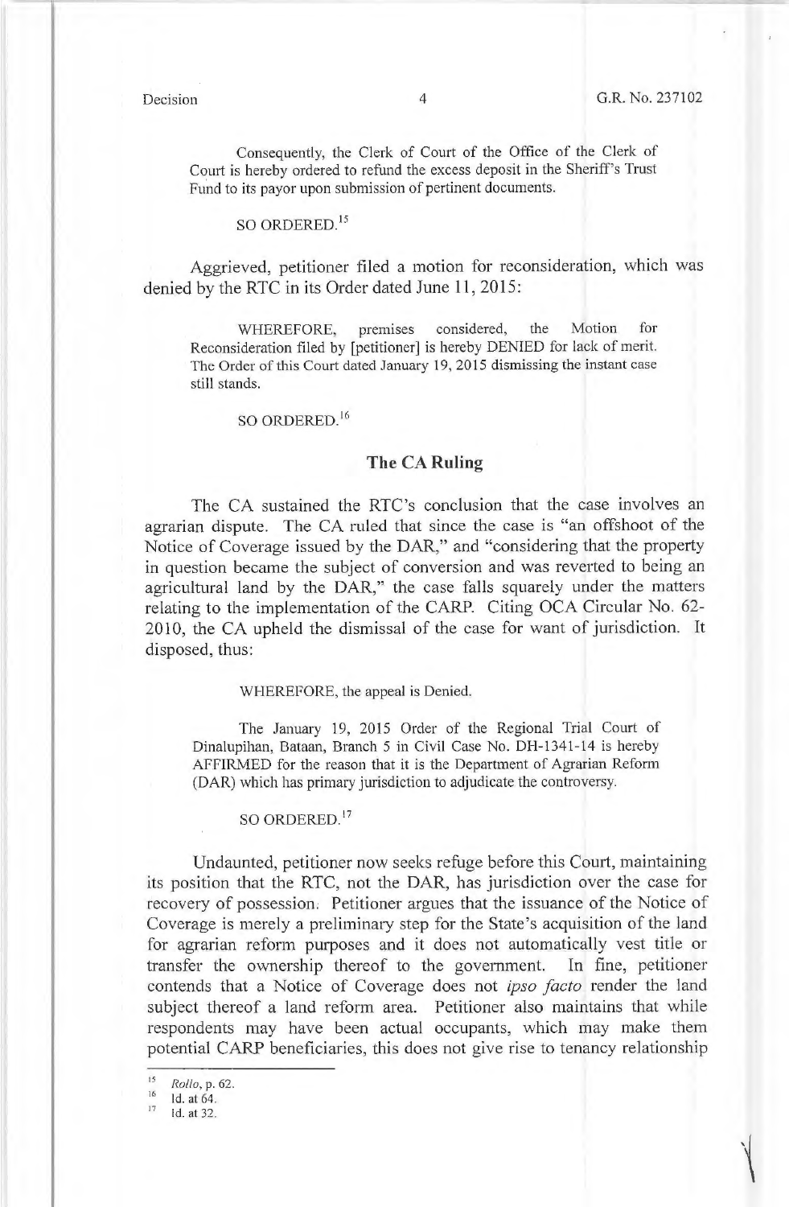Consequently, the Clerk of Court of the Office of the Clerk of Court is hereby ordered to refund the excess deposit in the Sheriff's Trust Fund to its payor upon submission of pertinent documents.

SO ORDERED.[15]

Aggrieved, petitioner filed a motion for reconsideration, which was denied by the RTC in its Order dated June 11, 2015:

WHEREFORE, premises considered, the Motion for Reconsideration filed by [petitioner] is hereby DENIED for lack of merit. The Order of this Court dated January 19, 2015 dismissing the instant case still stands.

SO ORDERED.[16]

## The CA Ruling

The CA sustained the RTC's conclusion that the case involves an agrarian dispute. The CA ruled that since the case is "an offshoot of the Notice of Coverage issued by the DAR," and "considering that the property in question became the subject of conversion and was reverted to being an agricultural land by the DAR," the case falls squarely under the matters relating to the implementation of the CARP. Citing OCA Circular No. 62-2010, the CA upheld the dismissal of the case for want of jurisdiction. It disposed, thus:

WHEREFORE, the appeal is Denied.

The January 19, 2015 Order of the Regional Trial Court of Dinalupihan, Bataan, Branch 5 in Civil Case No. DH-1341-14 is hereby AFFIRMED for the reason that it is the Department of Agrarian Reform (DAR) which has primary jurisdiction to adjudicate the controversy.

SO ORDERED.[17]

Undaunted, petitioner now seeks refuge before this Court, maintaining its position that the RTC, not the DAR, has jurisdiction over the case for recovery of possession. Petitioner argues that the issuance of the Notice of Coverage is merely a preliminary step for the State's acquisition of the land for agrarian reform purposes and it does not automatically vest title or transfer the ownership thereof to the government. In fine, petitioner contends that a Notice of Coverage does not *ipso facto* render the land subject thereof a land reform area. Petitioner also maintains that while respondents may have been actual occupants, which may make them potential CARP beneficiaries, this does not give rise to tenancy relationship

---

[15] *Rollo*, p. 62.

[16] Id. at 64.

[17] Id. at 32.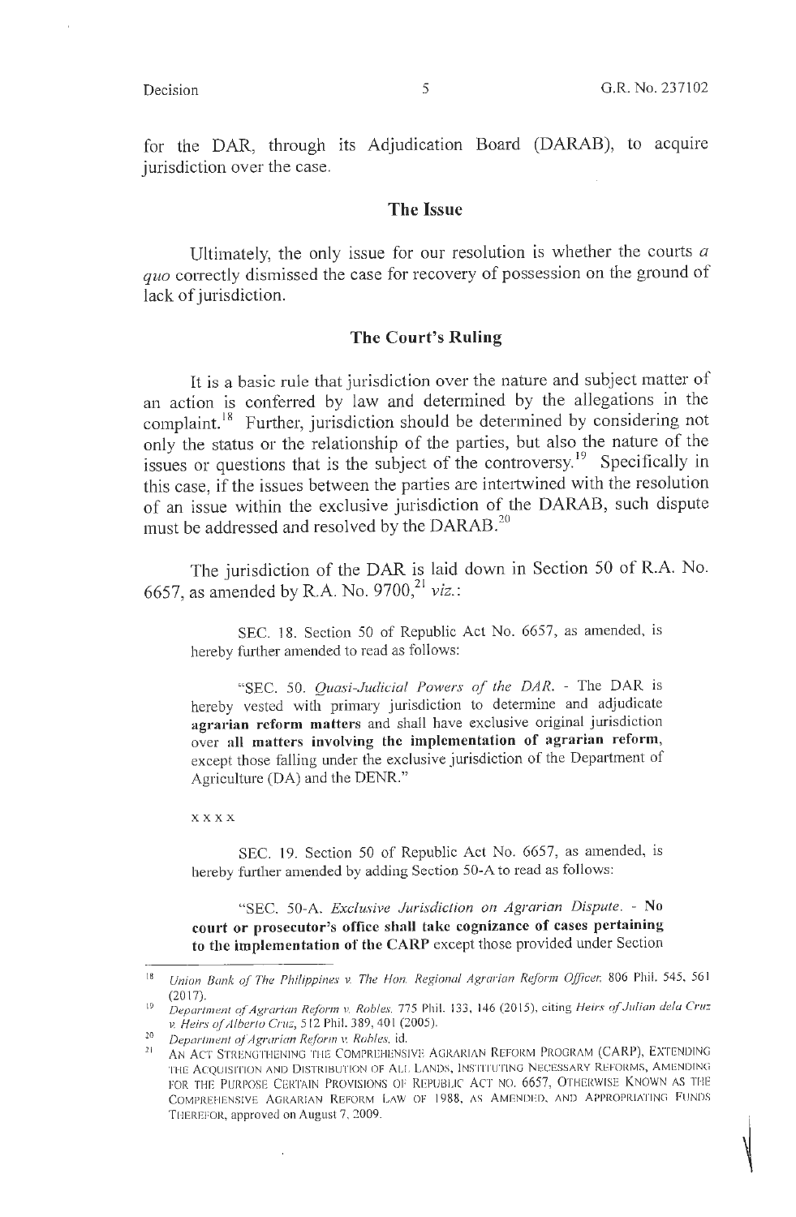for the DAR, through its Adjudication Board (DARAB), to acquire jurisdiction over the case.

## The Issue

Ultimately, the only issue for our resolution is whether the courts *a quo* correctly dismissed the case for recovery of possession on the ground of lack of jurisdiction.

## The Court's Ruling

It is a basic rule that jurisdiction over the nature and subject matter of an action is conferred by law and determined by the allegations in the complaint.[18] Further, jurisdiction should be determined by considering not only the status or the relationship of the parties, but also the nature of the issues or questions that is the subject of the controversy.[19] Specifically in this case, if the issues between the parties are intertwined with the resolution of an issue within the exclusive jurisdiction of the DARAB, such dispute must be addressed and resolved by the DARAB.[20]

The jurisdiction of the DAR is laid down in Section 50 of R.A. No. 6657, as amended by R.A. No. 9700,[21] *viz.*:

> SEC. 18. Section 50 of Republic Act No. 6657, as amended, is hereby further amended to read as follows:
>
> "SEC. 50. *Quasi-Judicial Powers of the DAR.* - The DAR is hereby vested with primary jurisdiction to determine and adjudicate **agrarian reform matters** and shall have exclusive original jurisdiction over **all matters involving the implementation of agrarian reform,** except those falling under the exclusive jurisdiction of the Department of Agriculture (DA) and the DENR."
>
> x x x x
>
> SEC. 19. Section 50 of Republic Act No. 6657, as amended, is hereby further amended by adding Section 50-A to read as follows:
>
> "SEC. 50-A. *Exclusive Jurisdiction on Agrarian Dispute.* - **No court or prosecutor's office shall take cognizance of cases pertaining to the implementation of the CARP** except those provided under Section

---

[18] *Union Bank of The Philippines v. The Hon. Regional Agrarian Reform Officer,* 806 Phil. 545, 561 (2017).

[19] *Department of Agrarian Reform v. Robles,* 775 Phil. 133, 146 (2015), citing *Heirs of Julian dela Cruz v. Heirs of Alberto Cruz,* 512 Phil. 389, 401 (2005).

[20] *Department of Agrarian Reform v. Robles,* id.

[21] AN ACT STRENGTHENING THE COMPREHENSIVE AGRARIAN REFORM PROGRAM (CARP), EXTENDING THE ACQUISITION AND DISTRIBUTION OF ALL LANDS, INSTITUTING NECESSARY REFORMS, AMENDING FOR THE PURPOSE CERTAIN PROVISIONS OF REPUBLIC ACT NO. 6657, OTHERWISE KNOWN AS THE COMPREHENSIVE AGRARIAN REFORM LAW OF 1988, AS AMENDED, AND APPROPRIATING FUNDS THEREFOR, approved on August 7, 2009.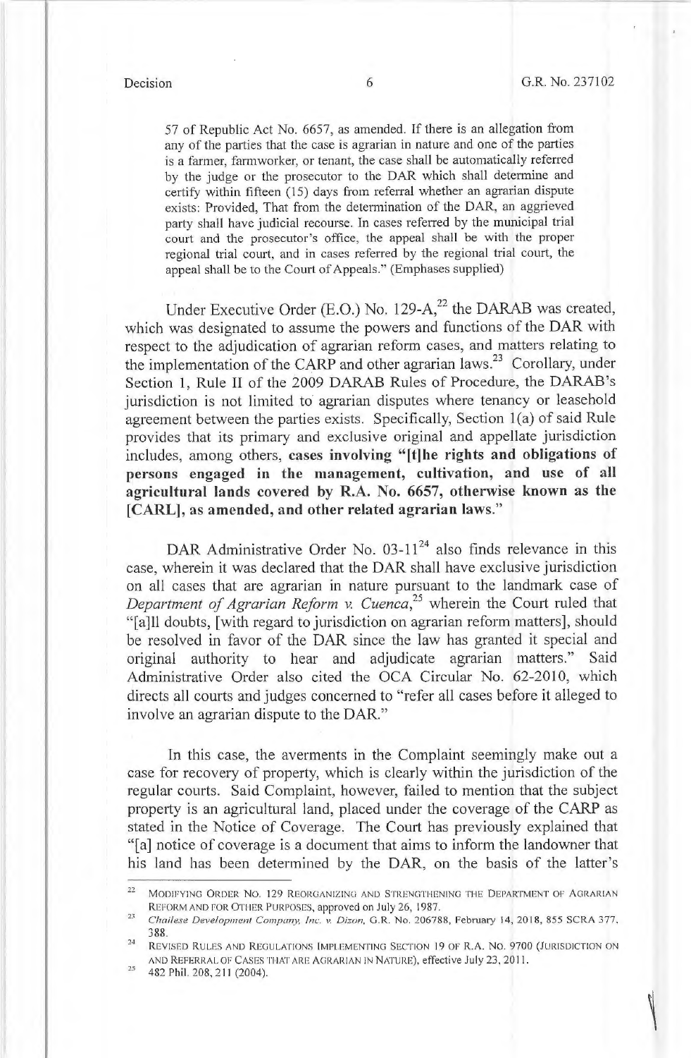57 of Republic Act No. 6657, as amended. If there is an allegation from any of the parties that the case is agrarian in nature and one of the parties is a farmer, farmworker, or tenant, the case shall be automatically referred by the judge or the prosecutor to the DAR which shall determine and certify within fifteen (15) days from referral whether an agrarian dispute exists: Provided, That from the determination of the DAR, an aggrieved party shall have judicial recourse. In cases referred by the municipal trial court and the prosecutor's office, the appeal shall be with the proper regional trial court, and in cases referred by the regional trial court, the appeal shall be to the Court of Appeals." (Emphases supplied)

Under Executive Order (E.O.) No. 129-A,[22] the DARAB was created, which was designated to assume the powers and functions of the DAR with respect to the adjudication of agrarian reform cases, and matters relating to the implementation of the CARP and other agrarian laws.[23] Corollary, under Section 1, Rule II of the 2009 DARAB Rules of Procedure, the DARAB's jurisdiction is not limited to agrarian disputes where tenancy or leasehold agreement between the parties exists. Specifically, Section 1(a) of said Rule provides that its primary and exclusive original and appellate jurisdiction includes, among others, **cases involving "[t]he rights and obligations of persons engaged in the management, cultivation, and use of all agricultural lands covered by R.A. No. 6657, otherwise known as the [CARL], as amended, and other related agrarian laws."**

DAR Administrative Order No. 03-11[24] also finds relevance in this case, wherein it was declared that the DAR shall have exclusive jurisdiction on all cases that are agrarian in nature pursuant to the landmark case of *Department of Agrarian Reform v. Cuenca*,[25] wherein the Court ruled that "[a]ll doubts, [with regard to jurisdiction on agrarian reform matters], should be resolved in favor of the DAR since the law has granted it special and original authority to hear and adjudicate agrarian matters." Said Administrative Order also cited the OCA Circular No. 62-2010, which directs all courts and judges concerned to "refer all cases before it alleged to involve an agrarian dispute to the DAR."

In this case, the averments in the Complaint seemingly make out a case for recovery of property, which is clearly within the jurisdiction of the regular courts. Said Complaint, however, failed to mention that the subject property is an agricultural land, placed under the coverage of the CARP as stated in the Notice of Coverage. The Court has previously explained that "[a] notice of coverage is a document that aims to inform the landowner that his land has been determined by the DAR, on the basis of the latter's

---

[22] MODIFYING ORDER NO. 129 REORGANIZING AND STRENGTHENING THE DEPARTMENT OF AGRARIAN REFORM AND FOR OTHER PURPOSES, approved on July 26, 1987.

[23] *Chailese Development Company, Inc. v. Dizon*, G.R. No. 206788, February 14, 2018, 855 SCRA 377, 388.

[24] REVISED RULES AND REGULATIONS IMPLEMENTING SECTION 19 OF R.A. NO. 9700 (JURISDICTION ON AND REFERRAL OF CASES THAT ARE AGRARIAN IN NATURE), effective July 23, 2011.

[25] 482 Phil. 208, 211 (2004).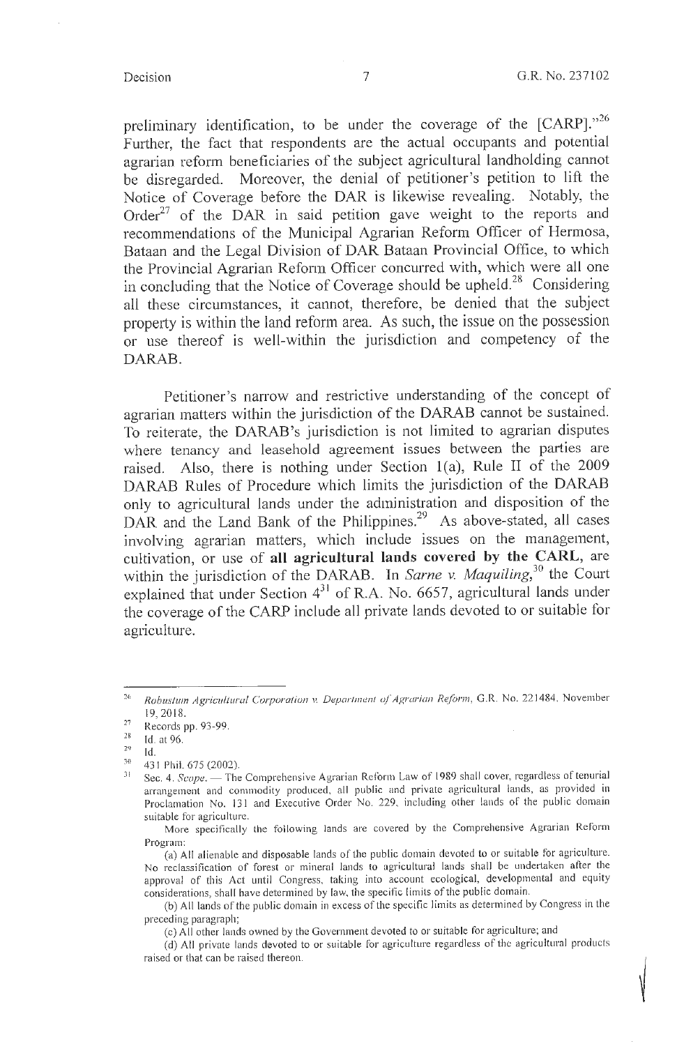preliminary identification, to be under the coverage of the [CARP]."[26] Further, the fact that respondents are the actual occupants and potential agrarian reform beneficiaries of the subject agricultural landholding cannot be disregarded. Moreover, the denial of petitioner's petition to lift the Notice of Coverage before the DAR is likewise revealing. Notably, the Order[27] of the DAR in said petition gave weight to the reports and recommendations of the Municipal Agrarian Reform Officer of Hermosa, Bataan and the Legal Division of DAR Bataan Provincial Office, to which the Provincial Agrarian Reform Officer concurred with, which were all one in concluding that the Notice of Coverage should be upheld.[28] Considering all these circumstances, it cannot, therefore, be denied that the subject property is within the land reform area. As such, the issue on the possession or use thereof is well-within the jurisdiction and competency of the DARAB.

Petitioner's narrow and restrictive understanding of the concept of agrarian matters within the jurisdiction of the DARAB cannot be sustained. To reiterate, the DARAB's jurisdiction is not limited to agrarian disputes where tenancy and leasehold agreement issues between the parties are raised. Also, there is nothing under Section 1(a), Rule II of the 2009 DARAB Rules of Procedure which limits the jurisdiction of the DARAB only to agricultural lands under the administration and disposition of the DAR and the Land Bank of the Philippines.[29] As above-stated, all cases involving agrarian matters, which include issues on the management, cultivation, or use of **all agricultural lands covered by the CARL**, are within the jurisdiction of the DARAB. In *Sarne v. Maquiling*,[30] the Court explained that under Section 4[31] of R.A. No. 6657, agricultural lands under the coverage of the CARP include all private lands devoted to or suitable for agriculture.

---

[26] *Robustum Agricultural Corporation v. Department of Agrarian Reform*, G.R. No. 221484, November 19, 2018.

[27] Records pp. 93-99.

[28] Id. at 96.

[29] Id.

[30] 431 Phil. 675 (2002).

[31] Sec. 4. *Scope*. — The Comprehensive Agrarian Reform Law of 1989 shall cover, regardless of tenurial arrangement and commodity produced, all public and private agricultural lands, as provided in Proclamation No. 131 and Executive Order No. 229, including other lands of the public domain suitable for agriculture.

More specifically the following lands are covered by the Comprehensive Agrarian Reform Program:

(a) All alienable and disposable lands of the public domain devoted to or suitable for agriculture. No reclassification of forest or mineral lands to agricultural lands shall be undertaken after the approval of this Act until Congress, taking into account ecological, developmental and equity considerations, shall have determined by law, the specific limits of the public domain.

(b) All lands of the public domain in excess of the specific limits as determined by Congress in the preceding paragraph;

(c) All other lands owned by the Government devoted to or suitable for agriculture; and

(d) All private lands devoted to or suitable for agriculture regardless of the agricultural products raised or that can be raised thereon.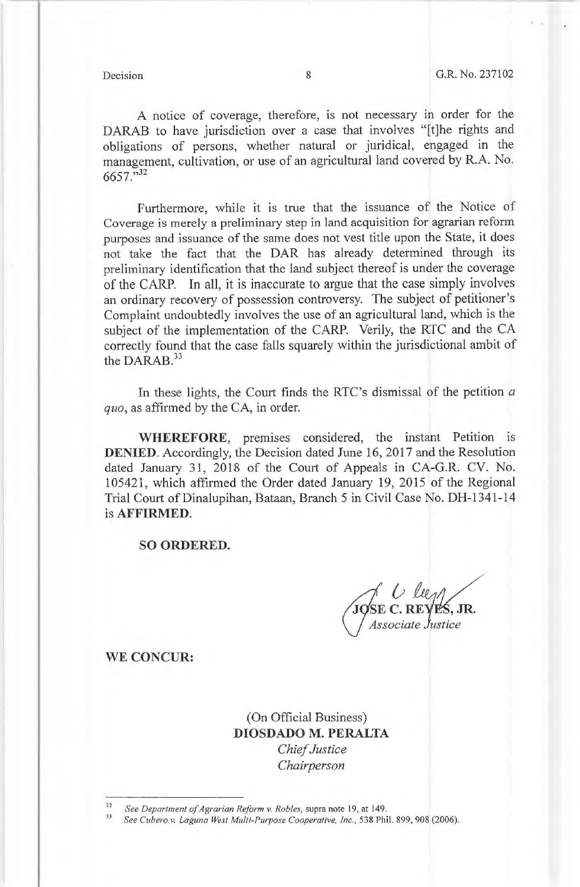A notice of coverage, therefore, is not necessary in order for the DARAB to have jurisdiction over a case that involves "[t]he rights and obligations of persons, whether natural or juridical, engaged in the management, cultivation, or use of an agricultural land covered by R.A. No. 6657."[32]

Furthermore, while it is true that the issuance of the Notice of Coverage is merely a preliminary step in land acquisition for agrarian reform purposes and issuance of the same does not vest title upon the State, it does not take the fact that the DAR has already determined through its preliminary identification that the land subject thereof is under the coverage of the CARP. In all, it is inaccurate to argue that the case simply involves an ordinary recovery of possession controversy. The subject of petitioner's Complaint undoubtedly involves the use of an agricultural land, which is the subject of the implementation of the CARP. Verily, the RTC and the CA correctly found that the case falls squarely within the jurisdictional ambit of the DARAB.[33]

In these lights, the Court finds the RTC's dismissal of the petition *a quo*, as affirmed by the CA, in order.

**WHEREFORE**, premises considered, the instant Petition is **DENIED**. Accordingly, the Decision dated June 16, 2017 and the Resolution dated January 31, 2018 of the Court of Appeals in CA-G.R. CV. No. 105421, which affirmed the Order dated January 19, 2015 of the Regional Trial Court of Dinalupihan, Bataan, Branch 5 in Civil Case No. DH-1341-14 is **AFFIRMED**.

**SO ORDERED.**

**JOSE C. REYES, JR.**
*Associate Justice*

**WE CONCUR:**

(On Official Business)
**DIOSDADO M. PERALTA**
*Chief Justice*
*Chairperson*

---

[32] *See Department of Agrarian Reform v. Robles*, supra note 19, at 149.

[33] *See Cubero v. Laguna West Multi-Purpose Cooperative, Inc.*, 538 Phil. 899, 908 (2006).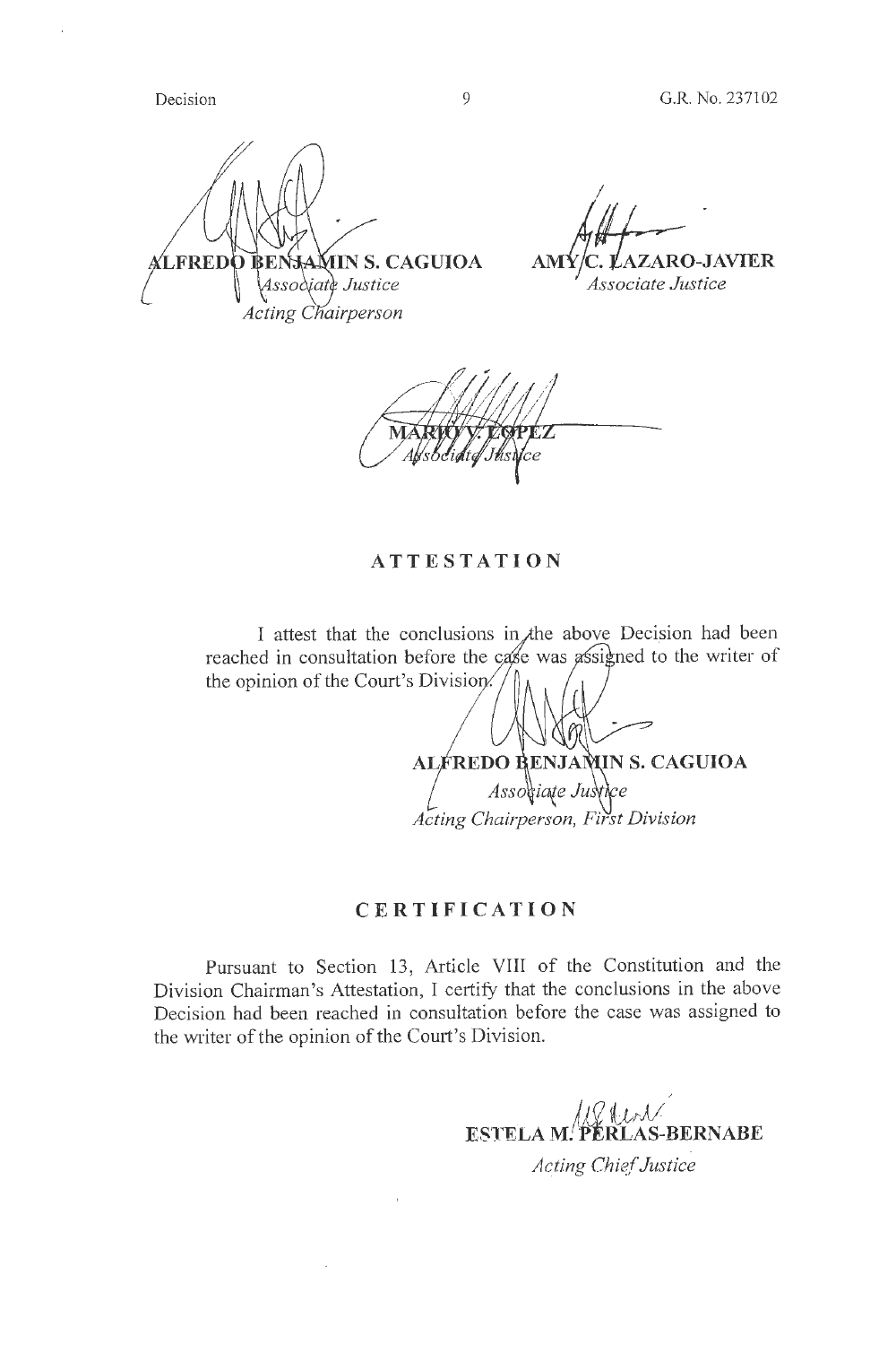**ALFREDO BENJAMIN S. CAGUIOA**
*Associate Justice*
*Acting Chairperson*

**AMY C. LAZARO-JAVIER**
*Associate Justice*

**MARIO V. LOPEZ**
*Associate Justice*

## ATTESTATION

I attest that the conclusions in the above Decision had been reached in consultation before the case was assigned to the writer of the opinion of the Court's Division.

**ALFREDO BENJAMIN S. CAGUIOA**
*Associate Justice*
*Acting Chairperson, First Division*

## CERTIFICATION

Pursuant to Section 13, Article VIII of the Constitution and the Division Chairman's Attestation, I certify that the conclusions in the above Decision had been reached in consultation before the case was assigned to the writer of the opinion of the Court's Division.

**ESTELA M. PERLAS-BERNABE**
*Acting Chief Justice*